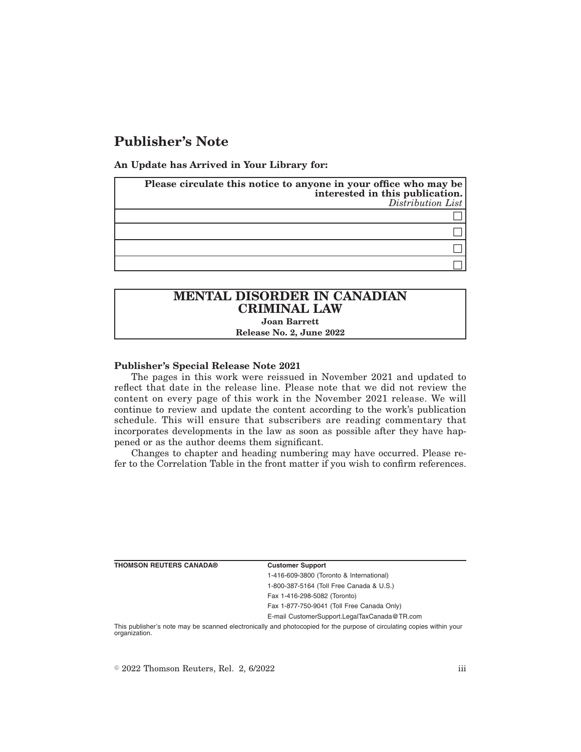# Publisher's Note

**An Update has Arrived in Your Library for:**

| **Please circulate this notice to anyone in your office who may be interested in this publication.** *Distribution List* |
| --- |
| ☐ |
| ☐ |
| ☐ |
| ☐ |

| **MENTAL DISORDER IN CANADIAN CRIMINAL LAW** |
| --- |
| **Joan Barrett** |
| **Release No. 2, June 2022** |

**Publisher's Special Release Note 2021**

The pages in this work were reissued in November 2021 and updated to reflect that date in the release line. Please note that we did not review the content on every page of this work in the November 2021 release. We will continue to review and update the content according to the work's publication schedule. This will ensure that subscribers are reading commentary that incorporates developments in the law as soon as possible after they have happened or as the author deems them significant.

Changes to chapter and heading numbering may have occurred. Please refer to the Correlation Table in the front matter if you wish to confirm references.

**THOMSON REUTERS CANADA®**

**Customer Support**

1-416-609-3800 (Toronto & International)

1-800-387-5164 (Toll Free Canada & U.S.)

Fax 1-416-298-5082 (Toronto)

Fax 1-877-750-9041 (Toll Free Canada Only)

E-mail CustomerSupport.LegalTaxCanada@TR.com

This publisher's note may be scanned electronically and photocopied for the purpose of circulating copies within your organization.

© 2022 Thomson Reuters, Rel. 2, 6/2022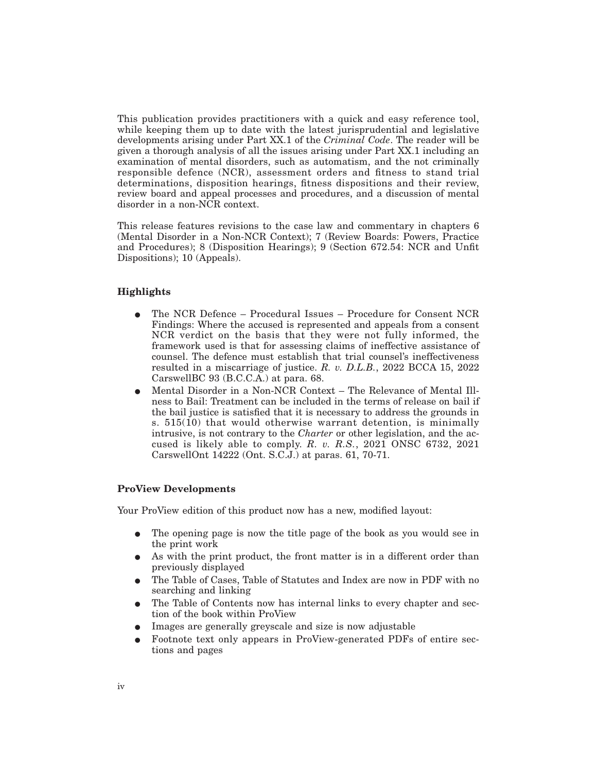This publication provides practitioners with a quick and easy reference tool, while keeping them up to date with the latest jurisprudential and legislative developments arising under Part XX.1 of the *Criminal Code*. The reader will be given a thorough analysis of all the issues arising under Part XX.1 including an examination of mental disorders, such as automatism, and the not criminally responsible defence (NCR), assessment orders and fitness to stand trial determinations, disposition hearings, fitness dispositions and their review, review board and appeal processes and procedures, and a discussion of mental disorder in a non-NCR context.

This release features revisions to the case law and commentary in chapters 6 (Mental Disorder in a Non-NCR Context); 7 (Review Boards: Powers, Practice and Procedures); 8 (Disposition Hearings); 9 (Section 672.54: NCR and Unfit Dispositions); 10 (Appeals).

**Highlights**

- The NCR Defence – Procedural Issues – Procedure for Consent NCR Findings: Where the accused is represented and appeals from a consent NCR verdict on the basis that they were not fully informed, the framework used is that for assessing claims of ineffective assistance of counsel. The defence must establish that trial counsel's ineffectiveness resulted in a miscarriage of justice. *R. v. D.L.B.*, 2022 BCCA 15, 2022 CarswellBC 93 (B.C.C.A.) at para. 68.
- Mental Disorder in a Non-NCR Context – The Relevance of Mental Illness to Bail: Treatment can be included in the terms of release on bail if the bail justice is satisfied that it is necessary to address the grounds in s. 515(10) that would otherwise warrant detention, is minimally intrusive, is not contrary to the *Charter* or other legislation, and the accused is likely able to comply. *R. v. R.S.*, 2021 ONSC 6732, 2021 CarswellOnt 14222 (Ont. S.C.J.) at paras. 61, 70-71.

**ProView Developments**

Your ProView edition of this product now has a new, modified layout:

- The opening page is now the title page of the book as you would see in the print work
- As with the print product, the front matter is in a different order than previously displayed
- The Table of Cases, Table of Statutes and Index are now in PDF with no searching and linking
- The Table of Contents now has internal links to every chapter and section of the book within ProView
- Images are generally greyscale and size is now adjustable
- Footnote text only appears in ProView-generated PDFs of entire sections and pages